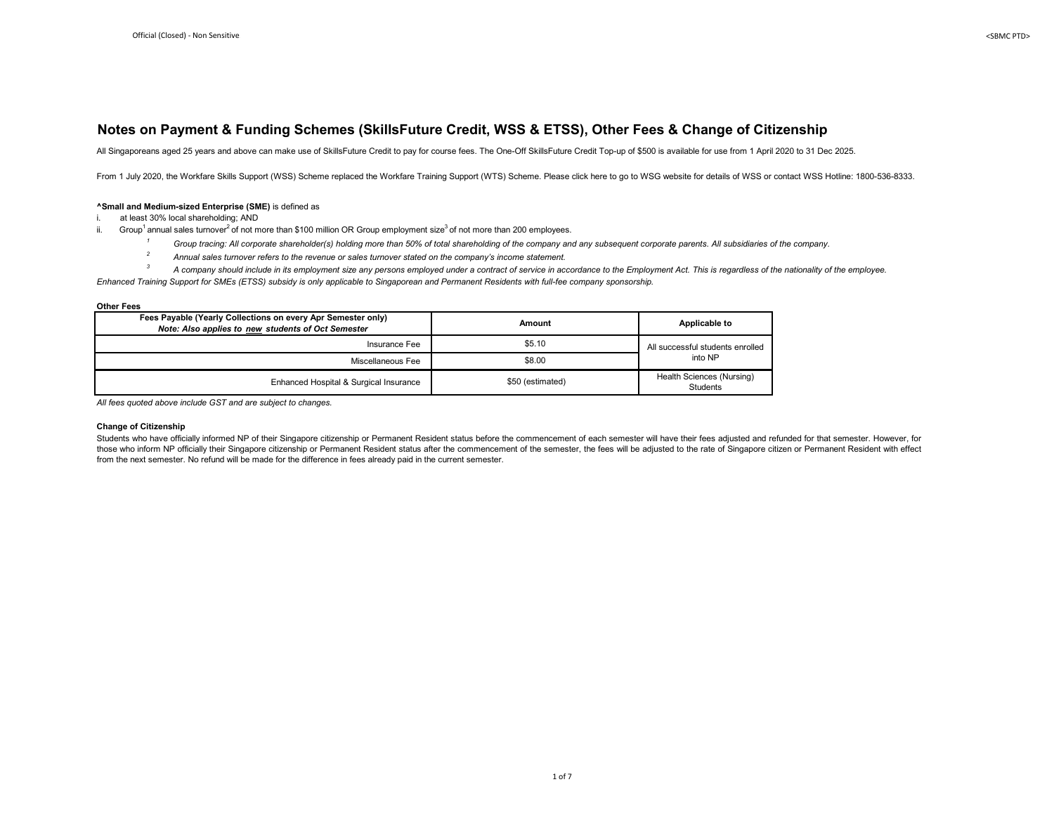# Notes on Payment & Funding Schemes (SkillsFuture Credit, WSS & ETSS), Other Fees & Change of Citizenship

All Singaporeans aged 25 years and above can make use of SkillsFuture Credit to pay for course fees. The One-Off SkillsFuture Credit Top-up of $500 is available for use from 1 April 2020 to 31 Dec 2025.

From 1 July 2020, the Workfare Skills Support (WSS) Scheme replaced the Workfare Training Support (WTS) Scheme. Please click here to go to WSG website for details of WSS or contact WSS Hotline: 1800-536-8333.

**^Small and Medium-sized Enterprise (SME)** is defined as

i. at least 30% local shareholding; AND

ii. Group[1] annual sales turnover[2] of not more than $100 million OR Group employment size[3] of not more than 200 employees.

[1] *Group tracing: All corporate shareholder(s) holding more than 50% of total shareholding of the company and any subsequent corporate parents. All subsidiaries of the company.*

[2] *Annual sales turnover refers to the revenue or sales turnover stated on the company's income statement.*

[3] *A company should include in its employment size any persons employed under a contract of service in accordance to the Employment Act. This is regardless of the nationality of the employee.*

*Enhanced Training Support for SMEs (ETSS) subsidy is only applicable to Singaporean and Permanent Residents with full-fee company sponsorship.*

**Other Fees**

| **Fees Payable (Yearly Collections on every Apr Semester only)** *Note: Also applies to new students of Oct Semester* | **Amount** | **Applicable to** |
|---|---|---|
| Insurance Fee | $5.10 | All successful students enrolled into NP |
| Miscellaneous Fee | $8.00 | |
| Enhanced Hospital & Surgical Insurance | $50 (estimated) | Health Sciences (Nursing) Students |

*All fees quoted above include GST and are subject to changes.*

**Change of Citizenship**

Students who have officially informed NP of their Singapore citizenship or Permanent Resident status before the commencement of each semester will have their fees adjusted and refunded for that semester. However, for those who inform NP officially their Singapore citizenship or Permanent Resident status after the commencement of the semester, the fees will be adjusted to the rate of Singapore citizen or Permanent Resident with effect from the next semester. No refund will be made for the difference in fees already paid in the current semester.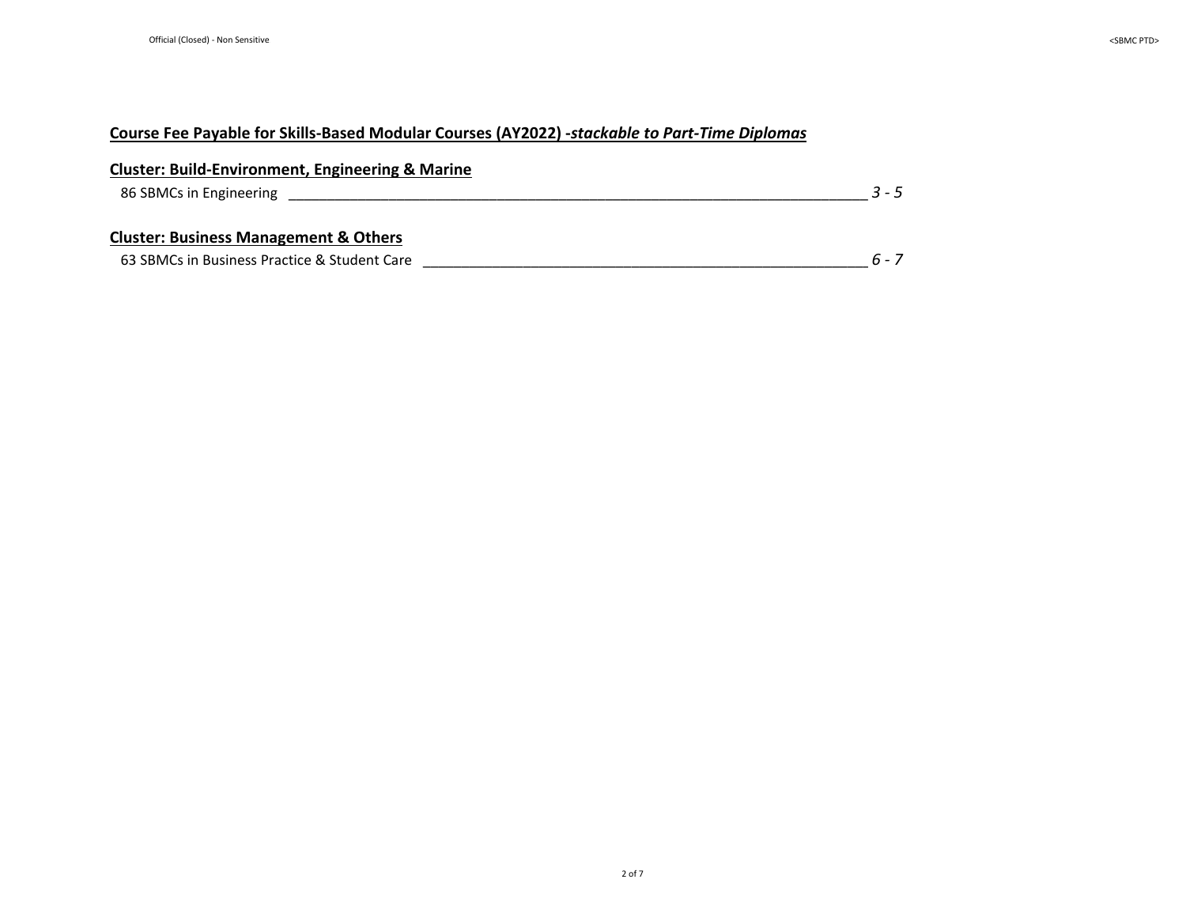## Course Fee Payable for Skills-Based Modular Courses (AY2022) -*stackable to Part-Time Diplomas*

### Cluster: Build-Environment, Engineering & Marine

86 SBMCs in Engineering ________________________________________________ *3 - 5*

### Cluster: Business Management & Others

63 SBMCs in Business Practice & Student Care ________________________________ *6 - 7*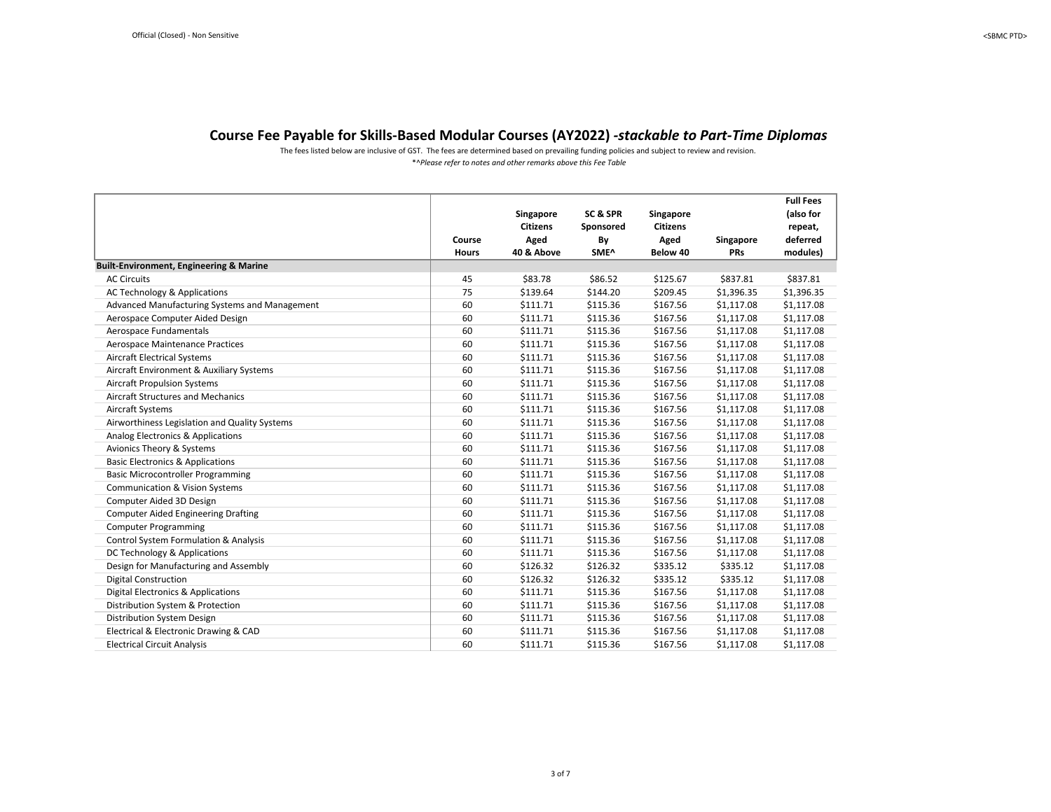## Course Fee Payable for Skills-Based Modular Courses (AY2022) *-stackable to Part-Time Diplomas*

The fees listed below are inclusive of GST. The fees are determined based on prevailing funding policies and subject to review and revision.

*^*Please refer to notes and other remarks above this Fee Table*

| | Course Hours | Singapore Citizens Aged 40 & Above | SC & SPR Sponsored By SME^ | Singapore Citizens Aged Below 40 | Singapore PRs | Full Fees (also for repeat, deferred modules) |
|---|---|---|---|---|---|---|
| **Built-Environment, Engineering & Marine** | | | | | | |
| AC Circuits | 45 | $83.78 | $86.52 | $125.67 | $837.81 | $837.81 |
| AC Technology & Applications | 75 | $139.64 | $144.20 | $209.45 | $1,396.35 | $1,396.35 |
| Advanced Manufacturing Systems and Management | 60 | $111.71 | $115.36 | $167.56 | $1,117.08 | $1,117.08 |
| Aerospace Computer Aided Design | 60 | $111.71 | $115.36 | $167.56 | $1,117.08 | $1,117.08 |
| Aerospace Fundamentals | 60 | $111.71 | $115.36 | $167.56 | $1,117.08 | $1,117.08 |
| Aerospace Maintenance Practices | 60 | $111.71 | $115.36 | $167.56 | $1,117.08 | $1,117.08 |
| Aircraft Electrical Systems | 60 | $111.71 | $115.36 | $167.56 | $1,117.08 | $1,117.08 |
| Aircraft Environment & Auxiliary Systems | 60 | $111.71 | $115.36 | $167.56 | $1,117.08 | $1,117.08 |
| Aircraft Propulsion Systems | 60 | $111.71 | $115.36 | $167.56 | $1,117.08 | $1,117.08 |
| Aircraft Structures and Mechanics | 60 | $111.71 | $115.36 | $167.56 | $1,117.08 | $1,117.08 |
| Aircraft Systems | 60 | $111.71 | $115.36 | $167.56 | $1,117.08 | $1,117.08 |
| Airworthiness Legislation and Quality Systems | 60 | $111.71 | $115.36 | $167.56 | $1,117.08 | $1,117.08 |
| Analog Electronics & Applications | 60 | $111.71 | $115.36 | $167.56 | $1,117.08 | $1,117.08 |
| Avionics Theory & Systems | 60 | $111.71 | $115.36 | $167.56 | $1,117.08 | $1,117.08 |
| Basic Electronics & Applications | 60 | $111.71 | $115.36 | $167.56 | $1,117.08 | $1,117.08 |
| Basic Microcontroller Programming | 60 | $111.71 | $115.36 | $167.56 | $1,117.08 | $1,117.08 |
| Communication & Vision Systems | 60 | $111.71 | $115.36 | $167.56 | $1,117.08 | $1,117.08 |
| Computer Aided 3D Design | 60 | $111.71 | $115.36 | $167.56 | $1,117.08 | $1,117.08 |
| Computer Aided Engineering Drafting | 60 | $111.71 | $115.36 | $167.56 | $1,117.08 | $1,117.08 |
| Computer Programming | 60 | $111.71 | $115.36 | $167.56 | $1,117.08 | $1,117.08 |
| Control System Formulation & Analysis | 60 | $111.71 | $115.36 | $167.56 | $1,117.08 | $1,117.08 |
| DC Technology & Applications | 60 | $111.71 | $115.36 | $167.56 | $1,117.08 | $1,117.08 |
| Design for Manufacturing and Assembly | 60 | $126.32 | $126.32 | $335.12 | $335.12 | $1,117.08 |
| Digital Construction | 60 | $126.32 | $126.32 | $335.12 | $335.12 | $1,117.08 |
| Digital Electronics & Applications | 60 | $111.71 | $115.36 | $167.56 | $1,117.08 | $1,117.08 |
| Distribution System & Protection | 60 | $111.71 | $115.36 | $167.56 | $1,117.08 | $1,117.08 |
| Distribution System Design | 60 | $111.71 | $115.36 | $167.56 | $1,117.08 | $1,117.08 |
| Electrical & Electronic Drawing & CAD | 60 | $111.71 | $115.36 | $167.56 | $1,117.08 | $1,117.08 |
| Electrical Circuit Analysis | 60 | $111.71 | $115.36 | $167.56 | $1,117.08 | $1,117.08 |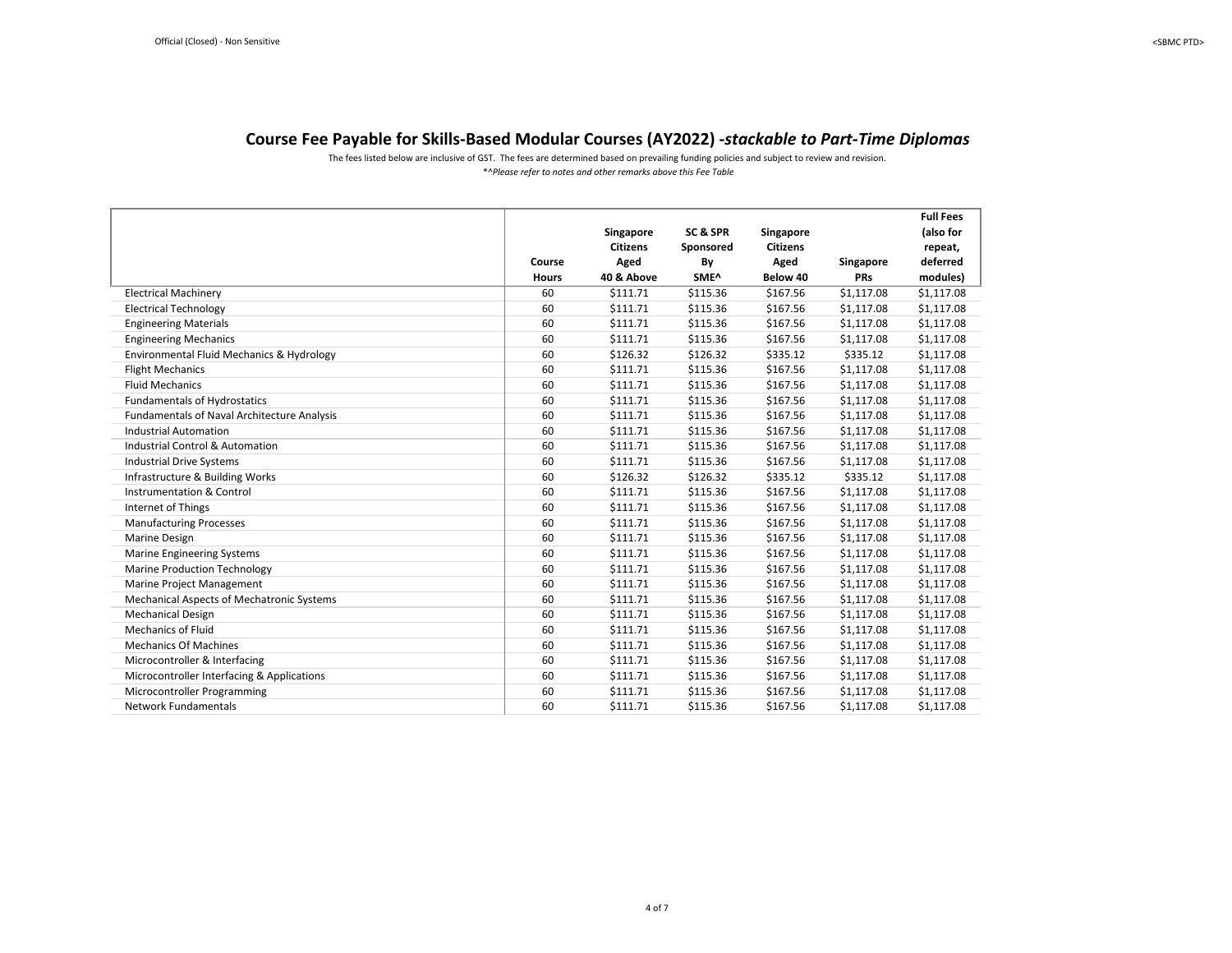## Course Fee Payable for Skills-Based Modular Courses (AY2022) *-stackable to Part-Time Diplomas*

The fees listed below are inclusive of GST. The fees are determined based on prevailing funding policies and subject to review and revision.

*^*Please refer to notes and other remarks above this Fee Table*

| | Course Hours | Singapore Citizens Aged 40 & Above | SC & SPR Sponsored By SME^ | Singapore Citizens Aged Below 40 | Singapore PRs | Full Fees (also for repeat, deferred modules) |
|---|---|---|---|---|---|---|
| Electrical Machinery | 60 | $111.71 | $115.36 | $167.56 | $1,117.08 | $1,117.08 |
| Electrical Technology | 60 | $111.71 | $115.36 | $167.56 | $1,117.08 | $1,117.08 |
| Engineering Materials | 60 | $111.71 | $115.36 | $167.56 | $1,117.08 | $1,117.08 |
| Engineering Mechanics | 60 | $111.71 | $115.36 | $167.56 | $1,117.08 | $1,117.08 |
| Environmental Fluid Mechanics & Hydrology | 60 | $126.32 | $126.32 | $335.12 | $335.12 | $1,117.08 |
| Flight Mechanics | 60 | $111.71 | $115.36 | $167.56 | $1,117.08 | $1,117.08 |
| Fluid Mechanics | 60 | $111.71 | $115.36 | $167.56 | $1,117.08 | $1,117.08 |
| Fundamentals of Hydrostatics | 60 | $111.71 | $115.36 | $167.56 | $1,117.08 | $1,117.08 |
| Fundamentals of Naval Architecture Analysis | 60 | $111.71 | $115.36 | $167.56 | $1,117.08 | $1,117.08 |
| Industrial Automation | 60 | $111.71 | $115.36 | $167.56 | $1,117.08 | $1,117.08 |
| Industrial Control & Automation | 60 | $111.71 | $115.36 | $167.56 | $1,117.08 | $1,117.08 |
| Industrial Drive Systems | 60 | $111.71 | $115.36 | $167.56 | $1,117.08 | $1,117.08 |
| Infrastructure & Building Works | 60 | $126.32 | $126.32 | $335.12 | $335.12 | $1,117.08 |
| Instrumentation & Control | 60 | $111.71 | $115.36 | $167.56 | $1,117.08 | $1,117.08 |
| Internet of Things | 60 | $111.71 | $115.36 | $167.56 | $1,117.08 | $1,117.08 |
| Manufacturing Processes | 60 | $111.71 | $115.36 | $167.56 | $1,117.08 | $1,117.08 |
| Marine Design | 60 | $111.71 | $115.36 | $167.56 | $1,117.08 | $1,117.08 |
| Marine Engineering Systems | 60 | $111.71 | $115.36 | $167.56 | $1,117.08 | $1,117.08 |
| Marine Production Technology | 60 | $111.71 | $115.36 | $167.56 | $1,117.08 | $1,117.08 |
| Marine Project Management | 60 | $111.71 | $115.36 | $167.56 | $1,117.08 | $1,117.08 |
| Mechanical Aspects of Mechatronic Systems | 60 | $111.71 | $115.36 | $167.56 | $1,117.08 | $1,117.08 |
| Mechanical Design | 60 | $111.71 | $115.36 | $167.56 | $1,117.08 | $1,117.08 |
| Mechanics of Fluid | 60 | $111.71 | $115.36 | $167.56 | $1,117.08 | $1,117.08 |
| Mechanics Of Machines | 60 | $111.71 | $115.36 | $167.56 | $1,117.08 | $1,117.08 |
| Microcontroller & Interfacing | 60 | $111.71 | $115.36 | $167.56 | $1,117.08 | $1,117.08 |
| Microcontroller Interfacing & Applications | 60 | $111.71 | $115.36 | $167.56 | $1,117.08 | $1,117.08 |
| Microcontroller Programming | 60 | $111.71 | $115.36 | $167.56 | $1,117.08 | $1,117.08 |
| Network Fundamentals | 60 | $111.71 | $115.36 | $167.56 | $1,117.08 | $1,117.08 |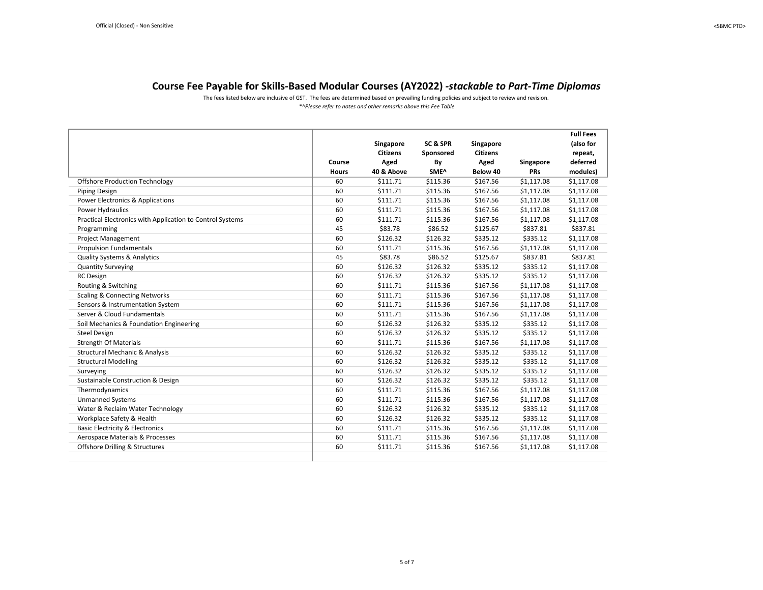# Course Fee Payable for Skills-Based Modular Courses (AY2022) *-stackable to Part-Time Diplomas*

The fees listed below are inclusive of GST. The fees are determined based on prevailing funding policies and subject to review and revision.

*\*^Please refer to notes and other remarks above this Fee Table*

| | Course Hours | Singapore Citizens Aged 40 & Above | SC & SPR Sponsored By SME^ | Singapore Citizens Aged Below 40 | Singapore PRs | Full Fees (also for repeat, deferred modules) |
|---|---|---|---|---|---|---|
| Offshore Production Technology | 60 | $111.71 | $115.36 | $167.56 | $1,117.08 | $1,117.08 |
| Piping Design | 60 | $111.71 | $115.36 | $167.56 | $1,117.08 | $1,117.08 |
| Power Electronics & Applications | 60 | $111.71 | $115.36 | $167.56 | $1,117.08 | $1,117.08 |
| Power Hydraulics | 60 | $111.71 | $115.36 | $167.56 | $1,117.08 | $1,117.08 |
| Practical Electronics with Application to Control Systems | 60 | $111.71 | $115.36 | $167.56 | $1,117.08 | $1,117.08 |
| Programming | 45 | $83.78 | $86.52 | $125.67 | $837.81 | $837.81 |
| Project Management | 60 | $126.32 | $126.32 | $335.12 | $335.12 | $1,117.08 |
| Propulsion Fundamentals | 60 | $111.71 | $115.36 | $167.56 | $1,117.08 | $1,117.08 |
| Quality Systems & Analytics | 45 | $83.78 | $86.52 | $125.67 | $837.81 | $837.81 |
| Quantity Surveying | 60 | $126.32 | $126.32 | $335.12 | $335.12 | $1,117.08 |
| RC Design | 60 | $126.32 | $126.32 | $335.12 | $335.12 | $1,117.08 |
| Routing & Switching | 60 | $111.71 | $115.36 | $167.56 | $1,117.08 | $1,117.08 |
| Scaling & Connecting Networks | 60 | $111.71 | $115.36 | $167.56 | $1,117.08 | $1,117.08 |
| Sensors & Instrumentation System | 60 | $111.71 | $115.36 | $167.56 | $1,117.08 | $1,117.08 |
| Server & Cloud Fundamentals | 60 | $111.71 | $115.36 | $167.56 | $1,117.08 | $1,117.08 |
| Soil Mechanics & Foundation Engineering | 60 | $126.32 | $126.32 | $335.12 | $335.12 | $1,117.08 |
| Steel Design | 60 | $126.32 | $126.32 | $335.12 | $335.12 | $1,117.08 |
| Strength Of Materials | 60 | $111.71 | $115.36 | $167.56 | $1,117.08 | $1,117.08 |
| Structural Mechanic & Analysis | 60 | $126.32 | $126.32 | $335.12 | $335.12 | $1,117.08 |
| Structural Modelling | 60 | $126.32 | $126.32 | $335.12 | $335.12 | $1,117.08 |
| Surveying | 60 | $126.32 | $126.32 | $335.12 | $335.12 | $1,117.08 |
| Sustainable Construction & Design | 60 | $126.32 | $126.32 | $335.12 | $335.12 | $1,117.08 |
| Thermodynamics | 60 | $111.71 | $115.36 | $167.56 | $1,117.08 | $1,117.08 |
| Unmanned Systems | 60 | $111.71 | $115.36 | $167.56 | $1,117.08 | $1,117.08 |
| Water & Reclaim Water Technology | 60 | $126.32 | $126.32 | $335.12 | $335.12 | $1,117.08 |
| Workplace Safety & Health | 60 | $126.32 | $126.32 | $335.12 | $335.12 | $1,117.08 |
| Basic Electricity & Electronics | 60 | $111.71 | $115.36 | $167.56 | $1,117.08 | $1,117.08 |
| Aerospace Materials & Processes | 60 | $111.71 | $115.36 | $167.56 | $1,117.08 | $1,117.08 |
| Offshore Drilling & Structures | 60 | $111.71 | $115.36 | $167.56 | $1,117.08 | $1,117.08 |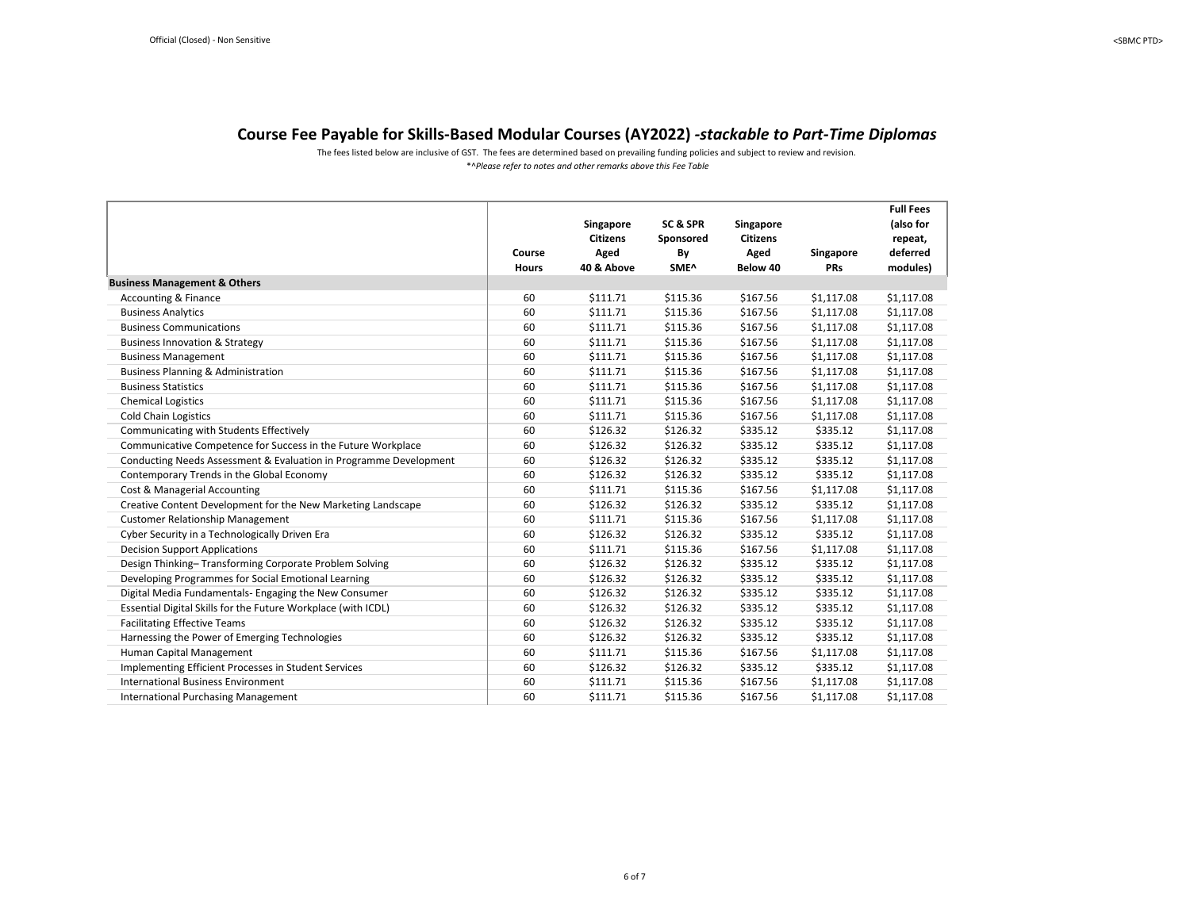## **Course Fee Payable for Skills-Based Modular Courses (AY2022)** ***-stackable to Part-Time Diplomas***

The fees listed below are inclusive of GST. The fees are determined based on prevailing funding policies and subject to review and revision.

*^*Please refer to notes and other remarks above this Fee Table*

| | Course Hours | Singapore Citizens Aged 40 & Above | SC & SPR Sponsored By SME^ | Singapore Citizens Aged Below 40 | Singapore PRs | Full Fees (also for repeat, deferred modules) |
|---|---|---|---|---|---|---|
| **Business Management & Others** | | | | | | |
| Accounting & Finance | 60 | $111.71 | $115.36 | $167.56 | $1,117.08 | $1,117.08 |
| Business Analytics | 60 | $111.71 | $115.36 | $167.56 | $1,117.08 | $1,117.08 |
| Business Communications | 60 | $111.71 | $115.36 | $167.56 | $1,117.08 | $1,117.08 |
| Business Innovation & Strategy | 60 | $111.71 | $115.36 | $167.56 | $1,117.08 | $1,117.08 |
| Business Management | 60 | $111.71 | $115.36 | $167.56 | $1,117.08 | $1,117.08 |
| Business Planning & Administration | 60 | $111.71 | $115.36 | $167.56 | $1,117.08 | $1,117.08 |
| Business Statistics | 60 | $111.71 | $115.36 | $167.56 | $1,117.08 | $1,117.08 |
| Chemical Logistics | 60 | $111.71 | $115.36 | $167.56 | $1,117.08 | $1,117.08 |
| Cold Chain Logistics | 60 | $111.71 | $115.36 | $167.56 | $1,117.08 | $1,117.08 |
| Communicating with Students Effectively | 60 | $126.32 | $126.32 | $335.12 | $335.12 | $1,117.08 |
| Communicative Competence for Success in the Future Workplace | 60 | $126.32 | $126.32 | $335.12 | $335.12 | $1,117.08 |
| Conducting Needs Assessment & Evaluation in Programme Development | 60 | $126.32 | $126.32 | $335.12 | $335.12 | $1,117.08 |
| Contemporary Trends in the Global Economy | 60 | $126.32 | $126.32 | $335.12 | $335.12 | $1,117.08 |
| Cost & Managerial Accounting | 60 | $111.71 | $115.36 | $167.56 | $1,117.08 | $1,117.08 |
| Creative Content Development for the New Marketing Landscape | 60 | $126.32 | $126.32 | $335.12 | $335.12 | $1,117.08 |
| Customer Relationship Management | 60 | $111.71 | $115.36 | $167.56 | $1,117.08 | $1,117.08 |
| Cyber Security in a Technologically Driven Era | 60 | $126.32 | $126.32 | $335.12 | $335.12 | $1,117.08 |
| Decision Support Applications | 60 | $111.71 | $115.36 | $167.56 | $1,117.08 | $1,117.08 |
| Design Thinking– Transforming Corporate Problem Solving | 60 | $126.32 | $126.32 | $335.12 | $335.12 | $1,117.08 |
| Developing Programmes for Social Emotional Learning | 60 | $126.32 | $126.32 | $335.12 | $335.12 | $1,117.08 |
| Digital Media Fundamentals- Engaging the New Consumer | 60 | $126.32 | $126.32 | $335.12 | $335.12 | $1,117.08 |
| Essential Digital Skills for the Future Workplace (with ICDL) | 60 | $126.32 | $126.32 | $335.12 | $335.12 | $1,117.08 |
| Facilitating Effective Teams | 60 | $126.32 | $126.32 | $335.12 | $335.12 | $1,117.08 |
| Harnessing the Power of Emerging Technologies | 60 | $126.32 | $126.32 | $335.12 | $335.12 | $1,117.08 |
| Human Capital Management | 60 | $111.71 | $115.36 | $167.56 | $1,117.08 | $1,117.08 |
| Implementing Efficient Processes in Student Services | 60 | $126.32 | $126.32 | $335.12 | $335.12 | $1,117.08 |
| International Business Environment | 60 | $111.71 | $115.36 | $167.56 | $1,117.08 | $1,117.08 |
| International Purchasing Management | 60 | $111.71 | $115.36 | $167.56 | $1,117.08 | $1,117.08 |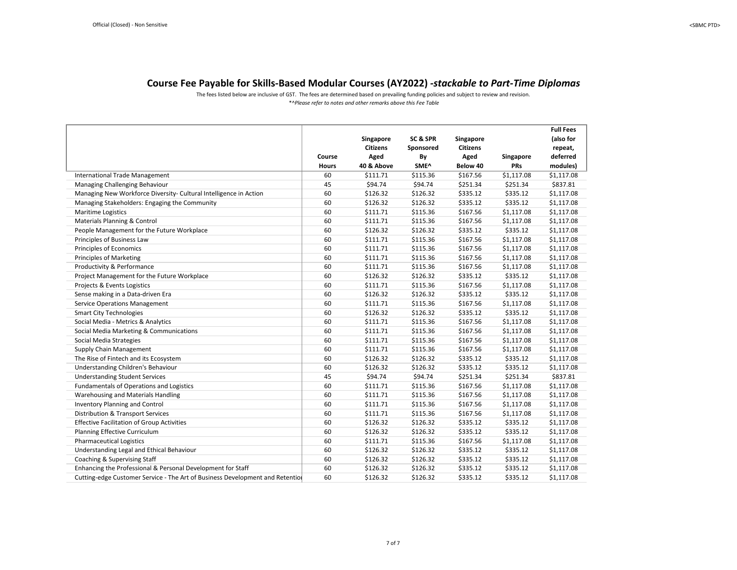## Course Fee Payable for Skills-Based Modular Courses (AY2022) *-stackable to Part-Time Diplomas*

The fees listed below are inclusive of GST. The fees are determined based on prevailing funding policies and subject to review and revision.

*^*Please refer to notes and other remarks above this Fee Table*

| | Course Hours | Singapore Citizens Aged 40 & Above | SC & SPR Sponsored By SME^ | Singapore Citizens Aged Below 40 | Singapore PRs | Full Fees (also for repeat, deferred modules) |
|---|---|---|---|---|---|---|
| International Trade Management | 60 | $111.71 | $115.36 | $167.56 | $1,117.08 | $1,117.08 |
| Managing Challenging Behaviour | 45 | $94.74 | $94.74 | $251.34 | $251.34 | $837.81 |
| Managing New Workforce Diversity- Cultural Intelligence in Action | 60 | $126.32 | $126.32 | $335.12 | $335.12 | $1,117.08 |
| Managing Stakeholders: Engaging the Community | 60 | $126.32 | $126.32 | $335.12 | $335.12 | $1,117.08 |
| Maritime Logistics | 60 | $111.71 | $115.36 | $167.56 | $1,117.08 | $1,117.08 |
| Materials Planning & Control | 60 | $111.71 | $115.36 | $167.56 | $1,117.08 | $1,117.08 |
| People Management for the Future Workplace | 60 | $126.32 | $126.32 | $335.12 | $335.12 | $1,117.08 |
| Principles of Business Law | 60 | $111.71 | $115.36 | $167.56 | $1,117.08 | $1,117.08 |
| Principles of Economics | 60 | $111.71 | $115.36 | $167.56 | $1,117.08 | $1,117.08 |
| Principles of Marketing | 60 | $111.71 | $115.36 | $167.56 | $1,117.08 | $1,117.08 |
| Productivity & Performance | 60 | $111.71 | $115.36 | $167.56 | $1,117.08 | $1,117.08 |
| Project Management for the Future Workplace | 60 | $126.32 | $126.32 | $335.12 | $335.12 | $1,117.08 |
| Projects & Events Logistics | 60 | $111.71 | $115.36 | $167.56 | $1,117.08 | $1,117.08 |
| Sense making in a Data-driven Era | 60 | $126.32 | $126.32 | $335.12 | $335.12 | $1,117.08 |
| Service Operations Management | 60 | $111.71 | $115.36 | $167.56 | $1,117.08 | $1,117.08 |
| Smart City Technologies | 60 | $126.32 | $126.32 | $335.12 | $335.12 | $1,117.08 |
| Social Media - Metrics & Analytics | 60 | $111.71 | $115.36 | $167.56 | $1,117.08 | $1,117.08 |
| Social Media Marketing & Communications | 60 | $111.71 | $115.36 | $167.56 | $1,117.08 | $1,117.08 |
| Social Media Strategies | 60 | $111.71 | $115.36 | $167.56 | $1,117.08 | $1,117.08 |
| Supply Chain Management | 60 | $111.71 | $115.36 | $167.56 | $1,117.08 | $1,117.08 |
| The Rise of Fintech and its Ecosystem | 60 | $126.32 | $126.32 | $335.12 | $335.12 | $1,117.08 |
| Understanding Children's Behaviour | 60 | $126.32 | $126.32 | $335.12 | $335.12 | $1,117.08 |
| Understanding Student Services | 45 | $94.74 | $94.74 | $251.34 | $251.34 | $837.81 |
| Fundamentals of Operations and Logistics | 60 | $111.71 | $115.36 | $167.56 | $1,117.08 | $1,117.08 |
| Warehousing and Materials Handling | 60 | $111.71 | $115.36 | $167.56 | $1,117.08 | $1,117.08 |
| Inventory Planning and Control | 60 | $111.71 | $115.36 | $167.56 | $1,117.08 | $1,117.08 |
| Distribution & Transport Services | 60 | $111.71 | $115.36 | $167.56 | $1,117.08 | $1,117.08 |
| Effective Facilitation of Group Activities | 60 | $126.32 | $126.32 | $335.12 | $335.12 | $1,117.08 |
| Planning Effective Curriculum | 60 | $126.32 | $126.32 | $335.12 | $335.12 | $1,117.08 |
| Pharmaceutical Logistics | 60 | $111.71 | $115.36 | $167.56 | $1,117.08 | $1,117.08 |
| Understanding Legal and Ethical Behaviour | 60 | $126.32 | $126.32 | $335.12 | $335.12 | $1,117.08 |
| Coaching & Supervising Staff | 60 | $126.32 | $126.32 | $335.12 | $335.12 | $1,117.08 |
| Enhancing the Professional & Personal Development for Staff | 60 | $126.32 | $126.32 | $335.12 | $335.12 | $1,117.08 |
| Cutting-edge Customer Service - The Art of Business Development and Retentio | 60 | $126.32 | $126.32 | $335.12 | $335.12 | $1,117.08 |